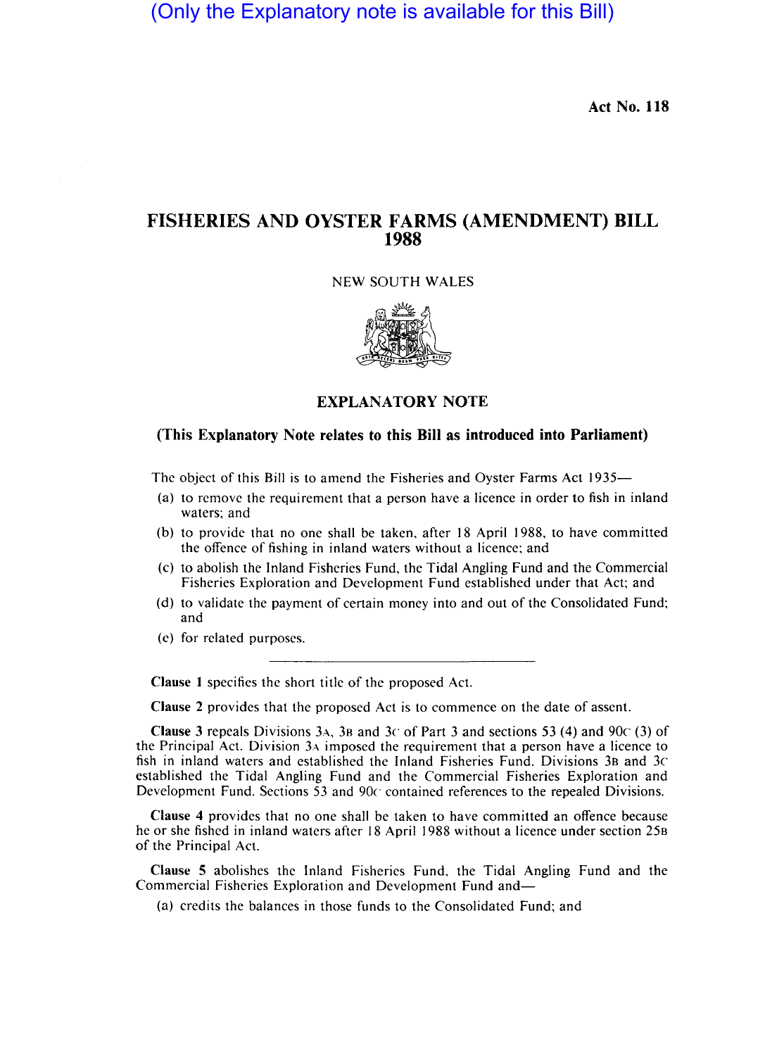(Only the Explanatory note is available for this Bill)

**Act No. 118**

# FISHERIES AND OYSTER FARMS (AMENDMENT) BILL 1988

NEW SOUTH WALES

## EXPLANATORY NOTE

### (This Explanatory Note relates to this Bill as introduced into Parliament)

The object of this Bill is to amend the Fisheries and Oyster Farms Act 1935—

(a) to remove the requirement that a person have a licence in order to fish in inland waters; and

(b) to provide that no one shall be taken, after 18 April 1988, to have committed the offence of fishing in inland waters without a licence; and

(c) to abolish the Inland Fisheries Fund, the Tidal Angling Fund and the Commercial Fisheries Exploration and Development Fund established under that Act; and

(d) to validate the payment of certain money into and out of the Consolidated Fund; and

(e) for related purposes.

---

**Clause 1** specifies the short title of the proposed Act.

**Clause 2** provides that the proposed Act is to commence on the date of assent.

**Clause 3** repeals Divisions 3A, 3B and 3C of Part 3 and sections 53 (4) and 90C (3) of the Principal Act. Division 3A imposed the requirement that a person have a licence to fish in inland waters and established the Inland Fisheries Fund. Divisions 3B and 3C established the Tidal Angling Fund and the Commercial Fisheries Exploration and Development Fund. Sections 53 and 90C contained references to the repealed Divisions.

**Clause 4** provides that no one shall be taken to have committed an offence because he or she fished in inland waters after 18 April 1988 without a licence under section 25B of the Principal Act.

**Clause 5** abolishes the Inland Fisheries Fund, the Tidal Angling Fund and the Commercial Fisheries Exploration and Development Fund and—

(a) credits the balances in those funds to the Consolidated Fund; and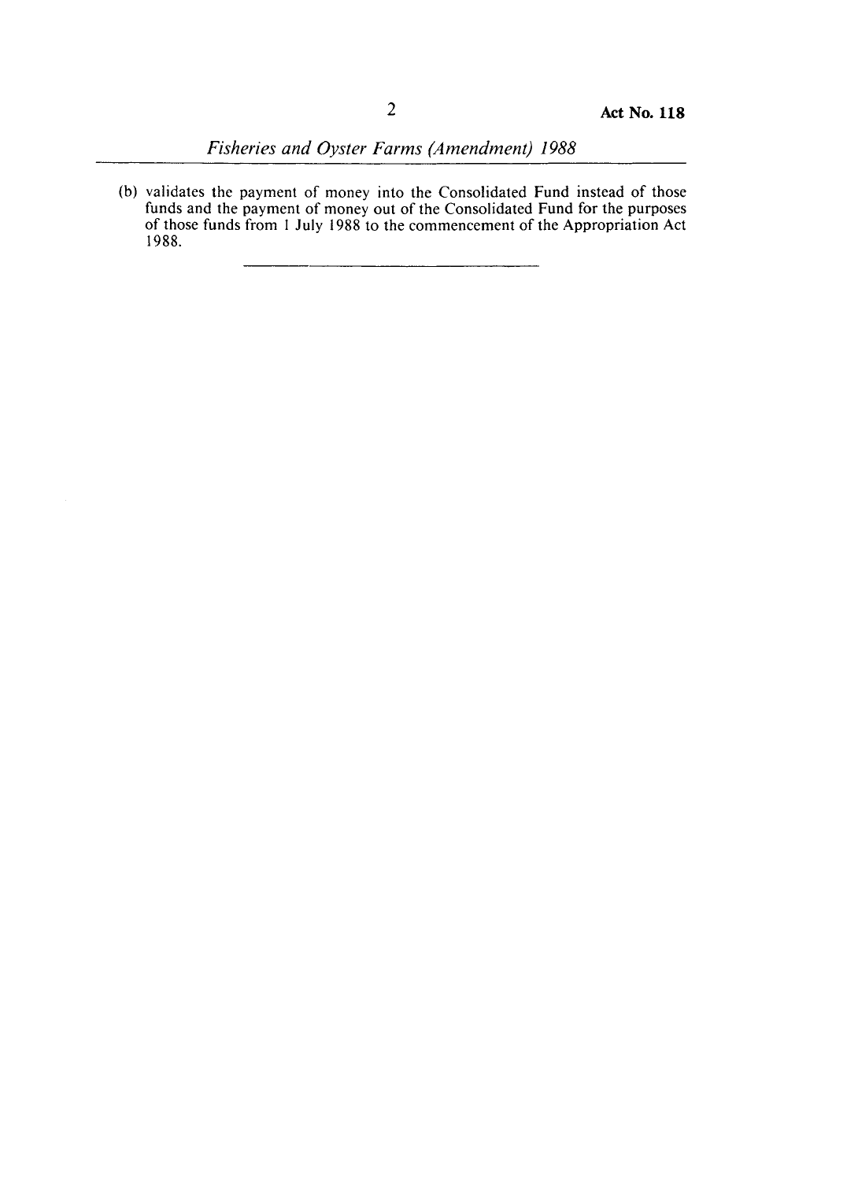(b) validates the payment of money into the Consolidated Fund instead of those funds and the payment of money out of the Consolidated Fund for the purposes of those funds from 1 July 1988 to the commencement of the Appropriation Act 1988.